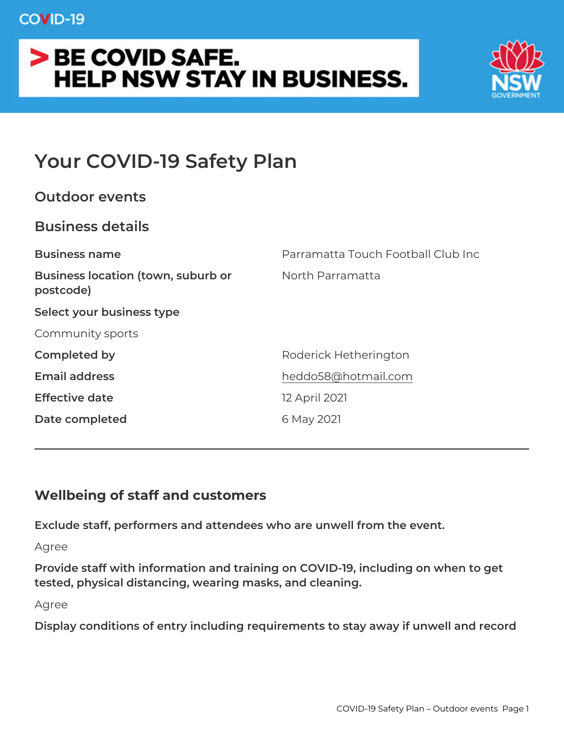COVID-19

**> BE COVID SAFE.
HELP NSW STAY IN BUSINESS.**

# Your COVID-19 Safety Plan

## Outdoor events

## Business details

| | |
|---|---|
| **Business name** | Parramatta Touch Football Club Inc |
| **Business location (town, suburb or postcode)** | North Parramatta |
| **Select your business type** | |
| Community sports | |
| **Completed by** | Roderick Hetherington |
| **Email address** | heddo58@hotmail.com |
| **Effective date** | 12 April 2021 |
| **Date completed** | 6 May 2021 |

---

## Wellbeing of staff and customers

**Exclude staff, performers and attendees who are unwell from the event.**

Agree

**Provide staff with information and training on COVID-19, including on when to get tested, physical distancing, wearing masks, and cleaning.**

Agree

**Display conditions of entry including requirements to stay away if unwell and record**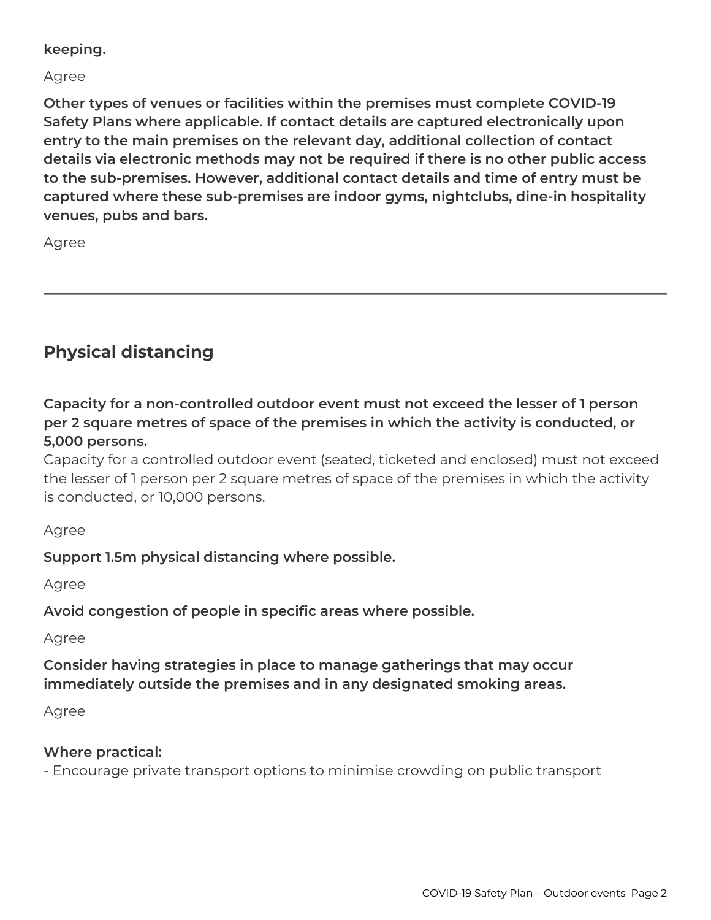**keeping.**

Agree

**Other types of venues or facilities within the premises must complete COVID-19 Safety Plans where applicable. If contact details are captured electronically upon entry to the main premises on the relevant day, additional collection of contact details via electronic methods may not be required if there is no other public access to the sub-premises. However, additional contact details and time of entry must be captured where these sub-premises are indoor gyms, nightclubs, dine-in hospitality venues, pubs and bars.**

Agree

---

## Physical distancing

**Capacity for a non-controlled outdoor event must not exceed the lesser of 1 person per 2 square metres of space of the premises in which the activity is conducted, or 5,000 persons.**

Capacity for a controlled outdoor event (seated, ticketed and enclosed) must not exceed the lesser of 1 person per 2 square metres of space of the premises in which the activity is conducted, or 10,000 persons.

Agree

**Support 1.5m physical distancing where possible.**

Agree

**Avoid congestion of people in specific areas where possible.**

Agree

**Consider having strategies in place to manage gatherings that may occur immediately outside the premises and in any designated smoking areas.**

Agree

**Where practical:**

- Encourage private transport options to minimise crowding on public transport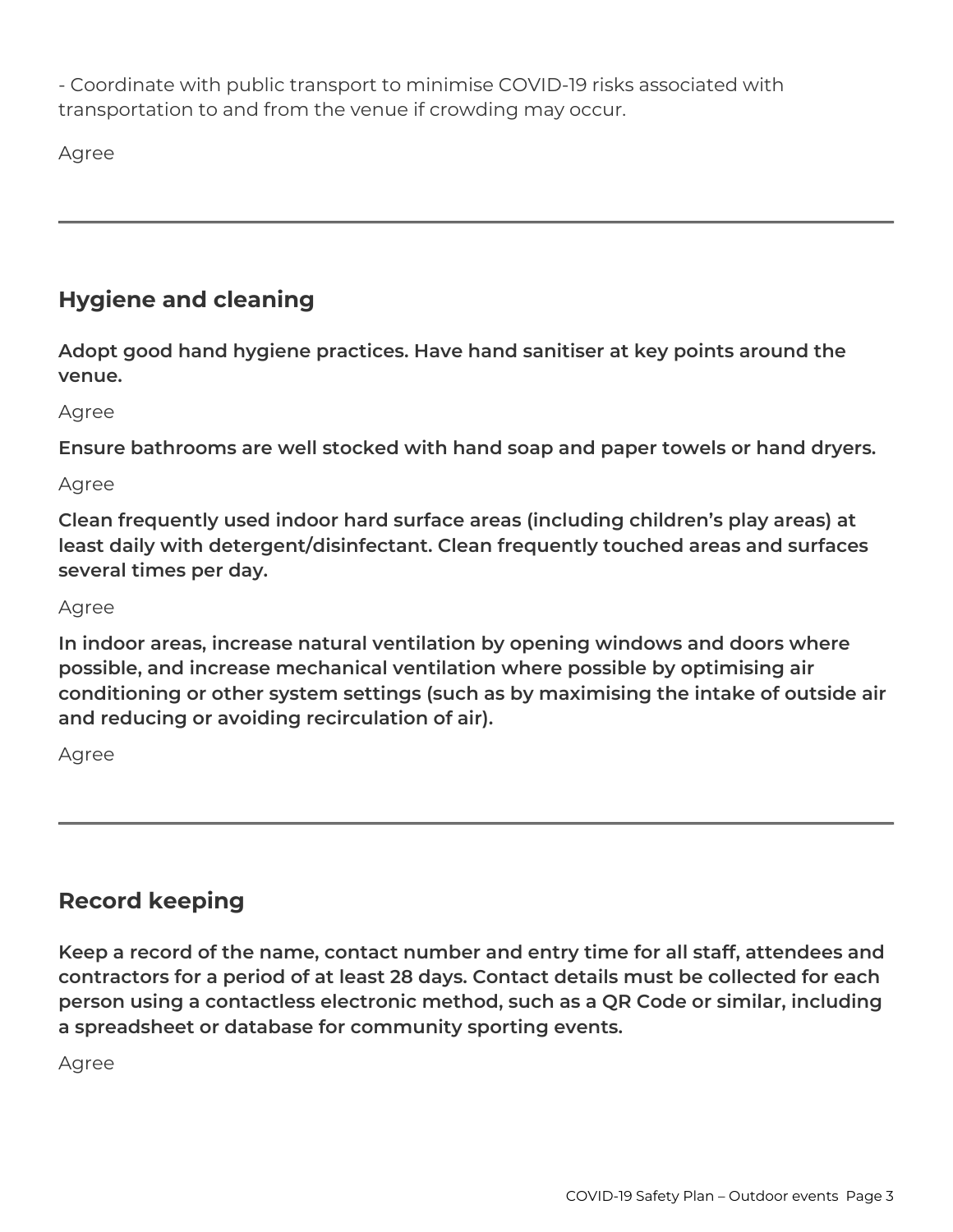- Coordinate with public transport to minimise COVID-19 risks associated with transportation to and from the venue if crowding may occur.

Agree

---

## Hygiene and cleaning

**Adopt good hand hygiene practices. Have hand sanitiser at key points around the venue.**

Agree

**Ensure bathrooms are well stocked with hand soap and paper towels or hand dryers.**

Agree

**Clean frequently used indoor hard surface areas (including children's play areas) at least daily with detergent/disinfectant. Clean frequently touched areas and surfaces several times per day.**

Agree

**In indoor areas, increase natural ventilation by opening windows and doors where possible, and increase mechanical ventilation where possible by optimising air conditioning or other system settings (such as by maximising the intake of outside air and reducing or avoiding recirculation of air).**

Agree

---

## Record keeping

**Keep a record of the name, contact number and entry time for all staff, attendees and contractors for a period of at least 28 days. Contact details must be collected for each person using a contactless electronic method, such as a QR Code or similar, including a spreadsheet or database for community sporting events.**

Agree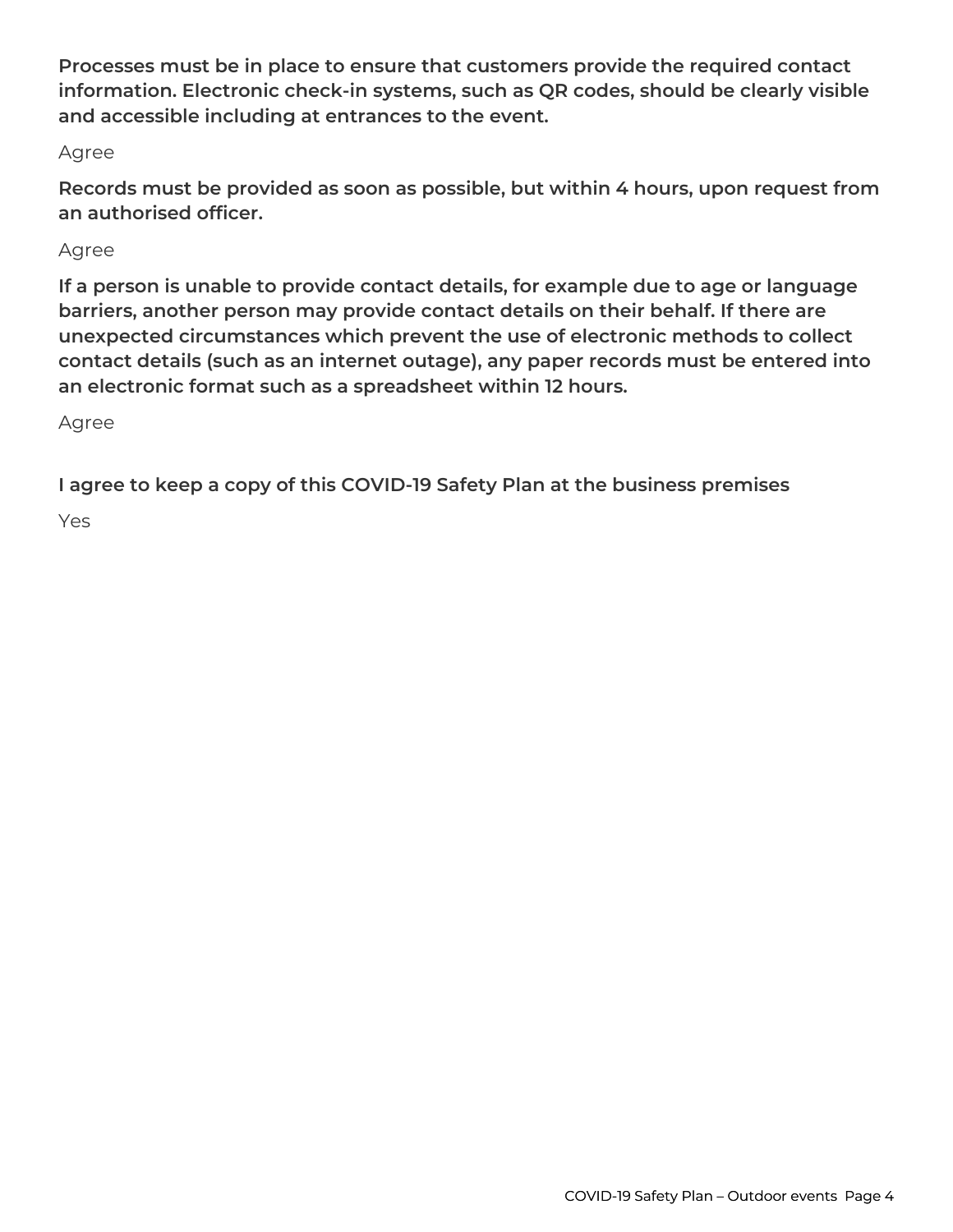**Processes must be in place to ensure that customers provide the required contact information. Electronic check-in systems, such as QR codes, should be clearly visible and accessible including at entrances to the event.**

Agree

**Records must be provided as soon as possible, but within 4 hours, upon request from an authorised officer.**

Agree

**If a person is unable to provide contact details, for example due to age or language barriers, another person may provide contact details on their behalf. If there are unexpected circumstances which prevent the use of electronic methods to collect contact details (such as an internet outage), any paper records must be entered into an electronic format such as a spreadsheet within 12 hours.**

Agree

**I agree to keep a copy of this COVID-19 Safety Plan at the business premises**

Yes